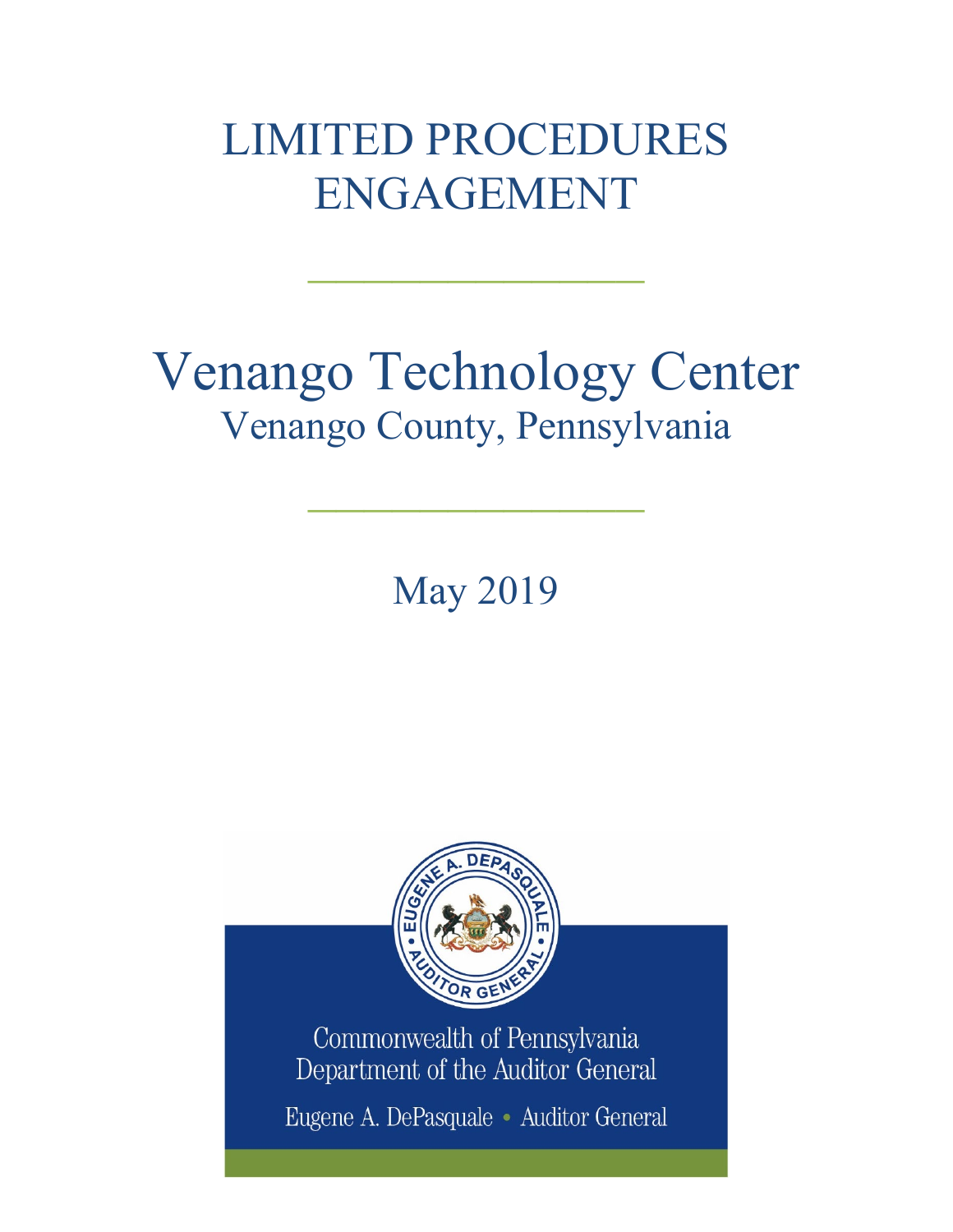# LIMITED PROCEDURES ENGAGEMENT

---

# Venango Technology Center

## Venango County, Pennsylvania

---

May 2019

Commonwealth of Pennsylvania
Department of the Auditor General

Eugene A. DePasquale • Auditor General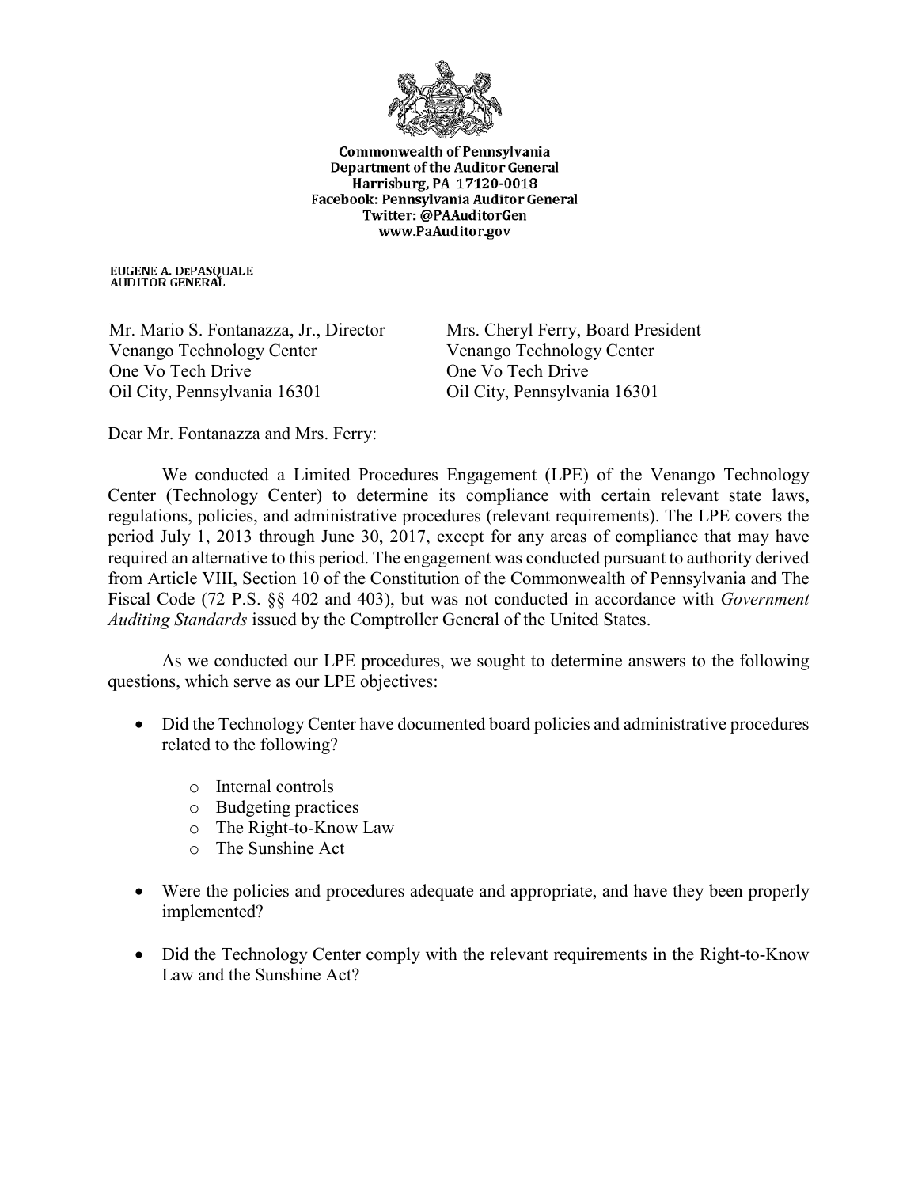Commonwealth of Pennsylvania
Department of the Auditor General
Harrisburg, PA 17120-0018
Facebook: Pennsylvania Auditor General
Twitter: @PAAuditorGen
www.PaAuditor.gov

EUGENE A. DePASQUALE
AUDITOR GENERAL

Mr. Mario S. Fontanazza, Jr., Director
Venango Technology Center
One Vo Tech Drive
Oil City, Pennsylvania 16301

Mrs. Cheryl Ferry, Board President
Venango Technology Center
One Vo Tech Drive
Oil City, Pennsylvania 16301

Dear Mr. Fontanazza and Mrs. Ferry:

We conducted a Limited Procedures Engagement (LPE) of the Venango Technology Center (Technology Center) to determine its compliance with certain relevant state laws, regulations, policies, and administrative procedures (relevant requirements). The LPE covers the period July 1, 2013 through June 30, 2017, except for any areas of compliance that may have required an alternative to this period. The engagement was conducted pursuant to authority derived from Article VIII, Section 10 of the Constitution of the Commonwealth of Pennsylvania and The Fiscal Code (72 P.S. §§ 402 and 403), but was not conducted in accordance with *Government Auditing Standards* issued by the Comptroller General of the United States.

As we conducted our LPE procedures, we sought to determine answers to the following questions, which serve as our LPE objectives:

- Did the Technology Center have documented board policies and administrative procedures related to the following?
  - Internal controls
  - Budgeting practices
  - The Right-to-Know Law
  - The Sunshine Act
- Were the policies and procedures adequate and appropriate, and have they been properly implemented?
- Did the Technology Center comply with the relevant requirements in the Right-to-Know Law and the Sunshine Act?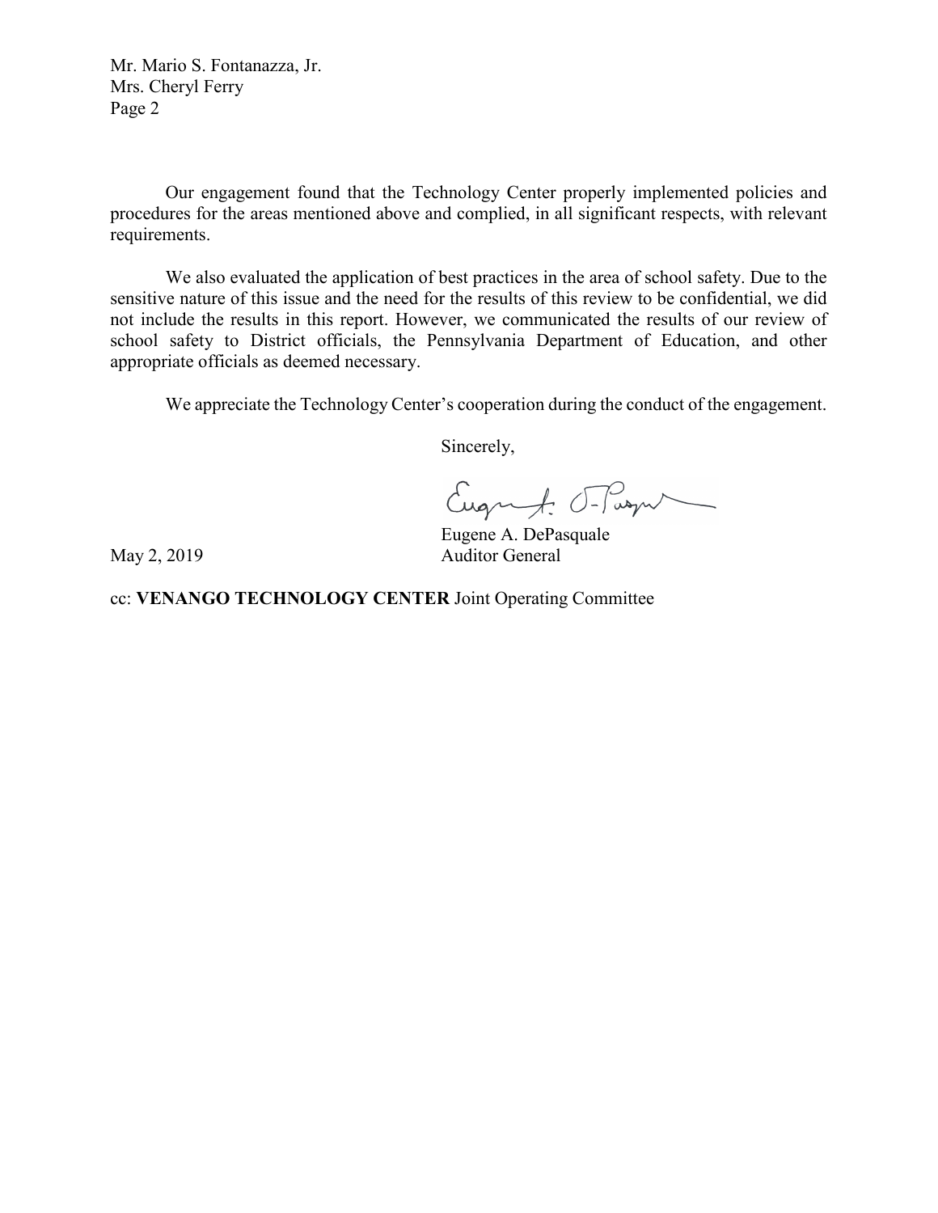Mr. Mario S. Fontanazza, Jr.
Mrs. Cheryl Ferry
Page 2

Our engagement found that the Technology Center properly implemented policies and procedures for the areas mentioned above and complied, in all significant respects, with relevant requirements.

We also evaluated the application of best practices in the area of school safety. Due to the sensitive nature of this issue and the need for the results of this review to be confidential, we did not include the results in this report. However, we communicated the results of our review of school safety to District officials, the Pennsylvania Department of Education, and other appropriate officials as deemed necessary.

We appreciate the Technology Center's cooperation during the conduct of the engagement.

Sincerely,

Eugene A. DePasquale
Auditor General

May 2, 2019

cc: **VENANGO TECHNOLOGY CENTER** Joint Operating Committee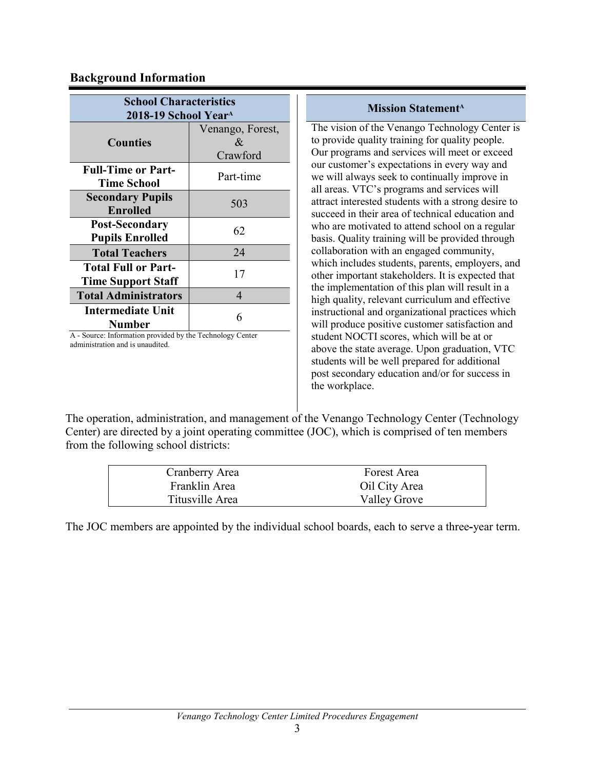## Background Information

| School Characteristics 2018-19 School Year[A] | |
|---|---|
| **Counties** | Venango, Forest, & Crawford |
| **Full-Time or Part-Time School** | Part-time |
| **Secondary Pupils Enrolled** | 503 |
| **Post-Secondary Pupils Enrolled** | 62 |
| **Total Teachers** | 24 |
| **Total Full or Part-Time Support Staff** | 17 |
| **Total Administrators** | 4 |
| **Intermediate Unit Number** | 6 |

A - Source: Information provided by the Technology Center administration and is unaudited.

**Mission Statement[A]**

The vision of the Venango Technology Center is to provide quality training for quality people. Our programs and services will meet or exceed our customer's expectations in every way and we will always seek to continually improve in all areas. VTC's programs and services will attract interested students with a strong desire to succeed in their area of technical education and who are motivated to attend school on a regular basis. Quality training will be provided through collaboration with an engaged community, which includes students, parents, employers, and other important stakeholders. It is expected that the implementation of this plan will result in a high quality, relevant curriculum and effective instructional and organizational practices which will produce positive customer satisfaction and student NOCTI scores, which will be at or above the state average. Upon graduation, VTC students will be well prepared for additional post secondary education and/or for success in the workplace.

The operation, administration, and management of the Venango Technology Center (Technology Center) are directed by a joint operating committee (JOC), which is comprised of ten members from the following school districts:

| | |
|---|---|
| Cranberry Area | Forest Area |
| Franklin Area | Oil City Area |
| Titusville Area | Valley Grove |

The JOC members are appointed by the individual school boards, each to serve a three-year term.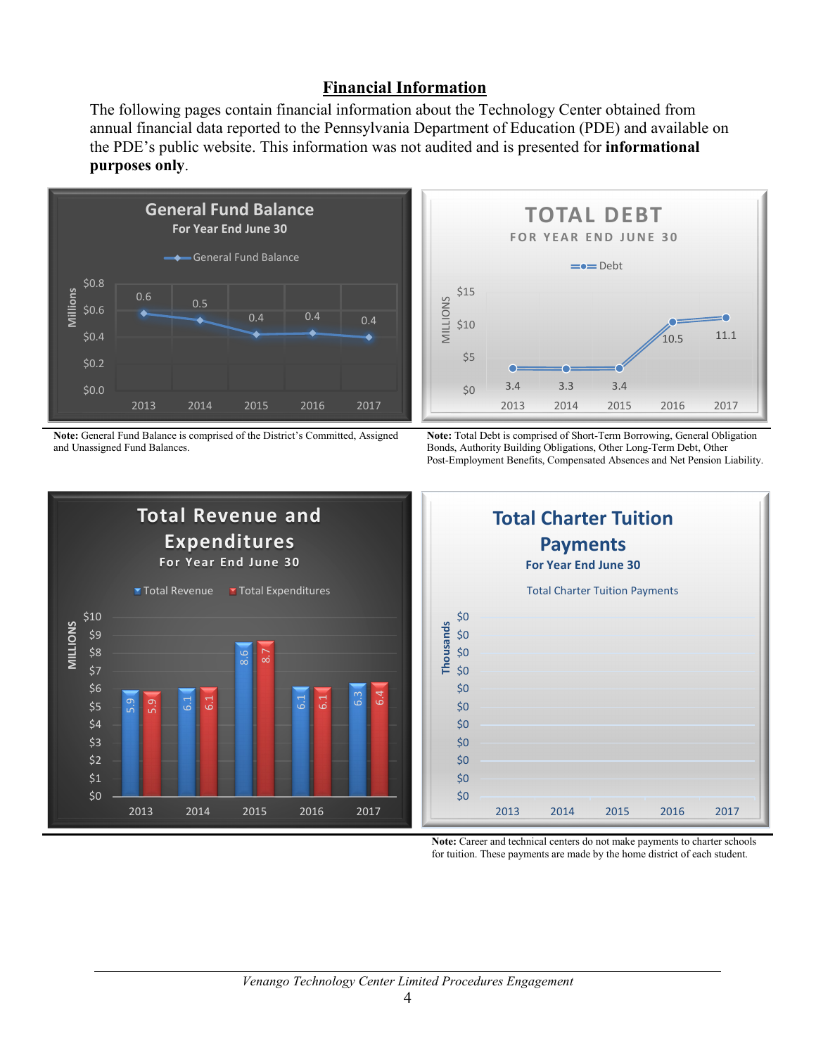## Financial Information

The following pages contain financial information about the Technology Center obtained from annual financial data reported to the Pennsylvania Department of Education (PDE) and available on the PDE's public website. This information was not audited and is presented for **informational purposes only**.

**General Fund Balance**
For Year End June 30

| Year | General Fund Balance (Millions) |
|---|---|
| 2013 | 0.6 |
| 2014 | 0.5 |
| 2015 | 0.4 |
| 2016 | 0.4 |
| 2017 | 0.4 |

**Note:** General Fund Balance is comprised of the District's Committed, Assigned and Unassigned Fund Balances.

**TOTAL DEBT**
FOR YEAR END JUNE 30

| Year | Debt (Millions) |
|---|---|
| 2013 | 3.4 |
| 2014 | 3.3 |
| 2015 | 3.4 |
| 2016 | 10.5 |
| 2017 | 11.1 |

**Note:** Total Debt is comprised of Short-Term Borrowing, General Obligation Bonds, Authority Building Obligations, Other Long-Term Debt, Other Post-Employment Benefits, Compensated Absences and Net Pension Liability.

**Total Revenue and Expenditures**
For Year End June 30

| Year | Total Revenue (Millions) | Total Expenditures (Millions) |
|---|---|---|
| 2013 | 5.9 | 5.9 |
| 2014 | 6.1 | 6.1 |
| 2015 | 8.6 | 8.7 |
| 2016 | 6.1 | 6.1 |
| 2017 | 6.3 | 6.4 |

**Total Charter Tuition Payments**
For Year End June 30

| Year | Total Charter Tuition Payments (Thousands) |
|---|---|
| 2013 | $0 |
| 2014 | $0 |
| 2015 | $0 |
| 2016 | $0 |
| 2017 | $0 |

**Note:** Career and technical centers do not make payments to charter schools for tuition. These payments are made by the home district of each student.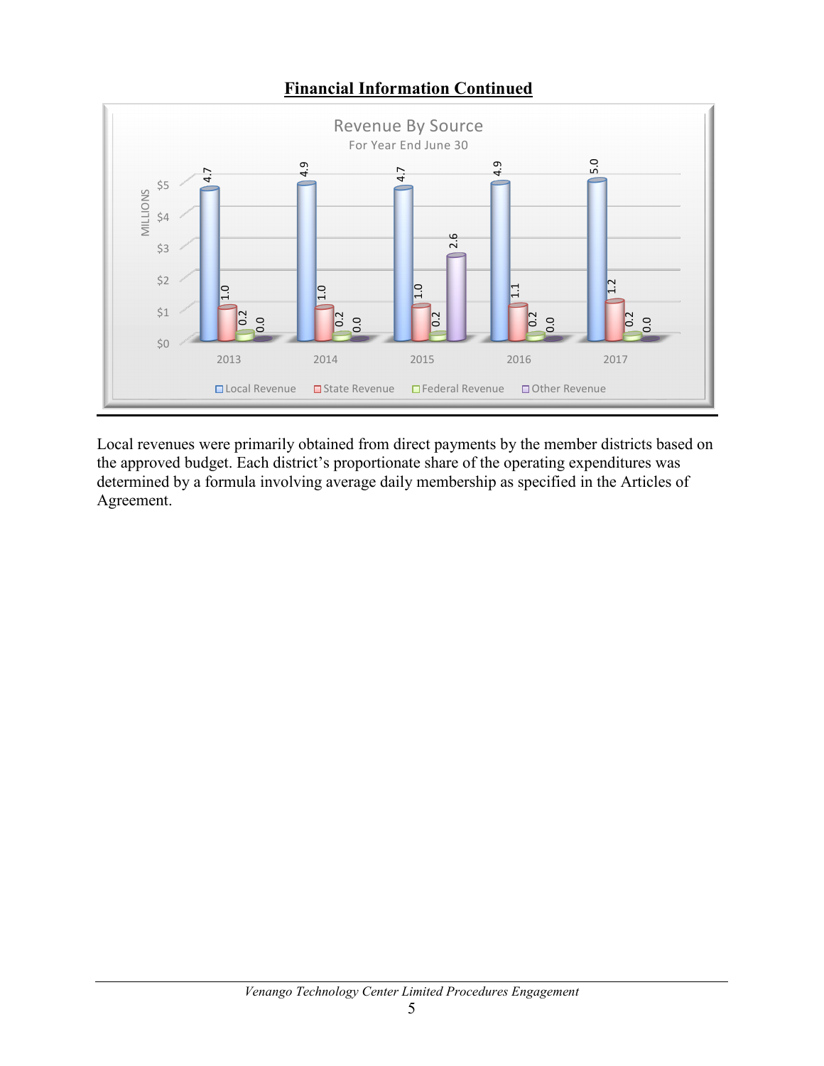## Financial Information Continued

**Revenue By Source**
For Year End June 30

| Year | Local Revenue | State Revenue | Federal Revenue | Other Revenue |
|---|---|---|---|---|
| 2013 | 4.7 | 1.0 | 0.2 | 0.0 |
| 2014 | 4.9 | 1.0 | 0.2 | 0.0 |
| 2015 | 4.7 | 1.0 | 0.2 | 2.6 |
| 2016 | 4.9 | 1.1 | 0.2 | 0.0 |
| 2017 | 5.0 | 1.2 | 0.2 | 0.0 |

(MILLIONS)

Local revenues were primarily obtained from direct payments by the member districts based on the approved budget. Each district's proportionate share of the operating expenditures was determined by a formula involving average daily membership as specified in the Articles of Agreement.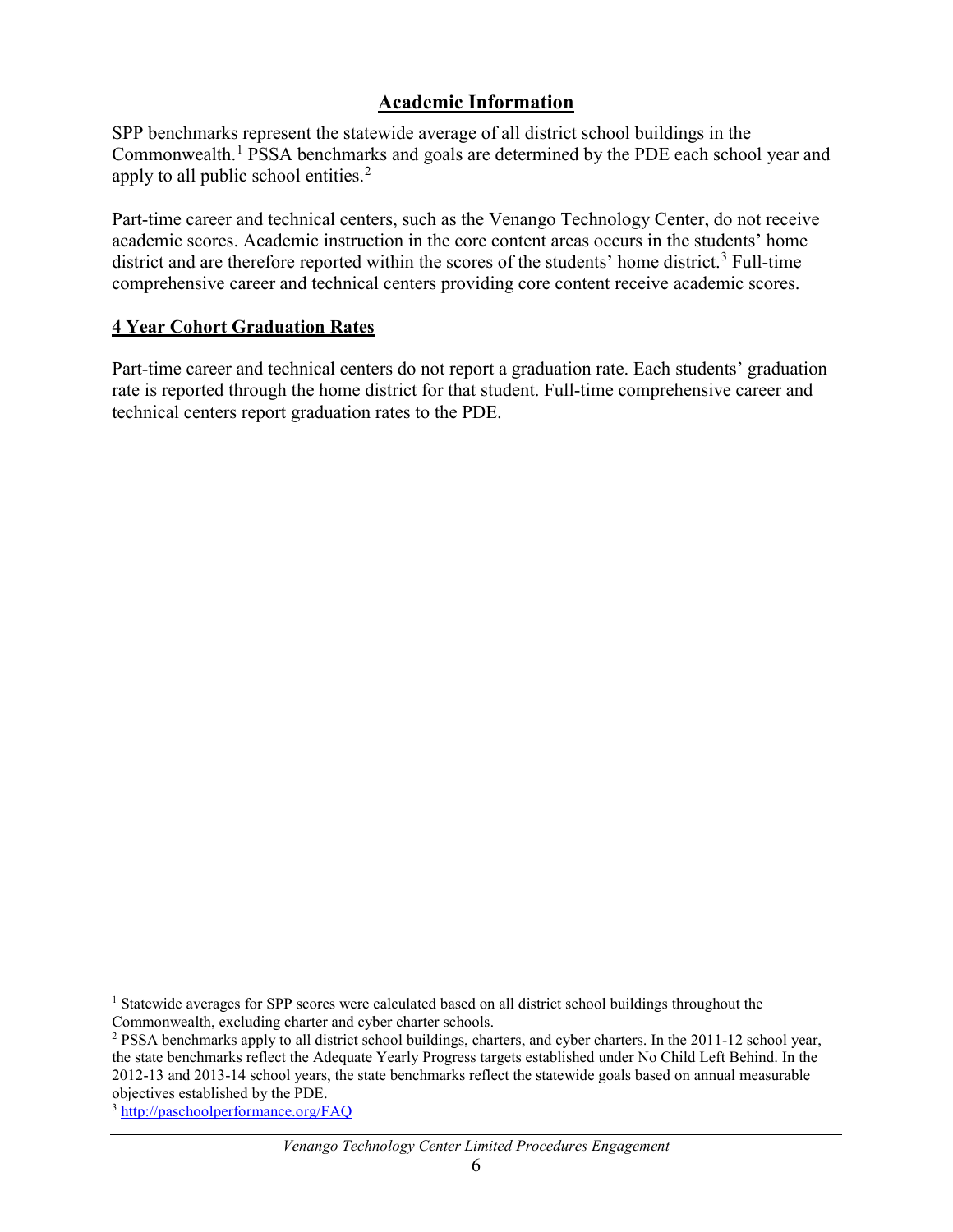## Academic Information

SPP benchmarks represent the statewide average of all district school buildings in the Commonwealth.[1] PSSA benchmarks and goals are determined by the PDE each school year and apply to all public school entities.[2]

Part-time career and technical centers, such as the Venango Technology Center, do not receive academic scores. Academic instruction in the core content areas occurs in the students' home district and are therefore reported within the scores of the students' home district.[3] Full-time comprehensive career and technical centers providing core content receive academic scores.

## 4 Year Cohort Graduation Rates

Part-time career and technical centers do not report a graduation rate. Each students' graduation rate is reported through the home district for that student. Full-time comprehensive career and technical centers report graduation rates to the PDE.

---

[1] Statewide averages for SPP scores were calculated based on all district school buildings throughout the Commonwealth, excluding charter and cyber charter schools.

[2] PSSA benchmarks apply to all district school buildings, charters, and cyber charters. In the 2011-12 school year, the state benchmarks reflect the Adequate Yearly Progress targets established under No Child Left Behind. In the 2012-13 and 2013-14 school years, the state benchmarks reflect the statewide goals based on annual measurable objectives established by the PDE.

[3] http://paschoolperformance.org/FAQ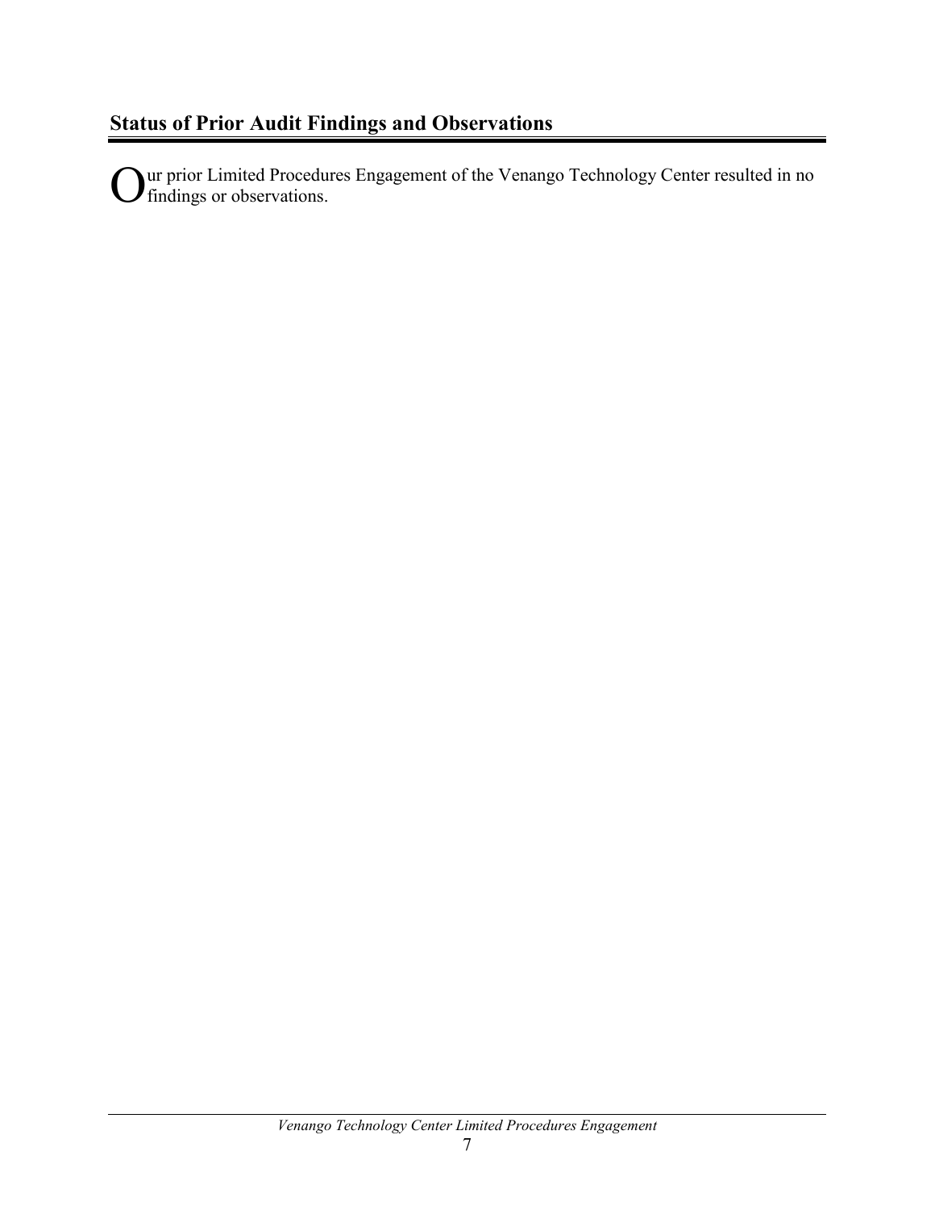## Status of Prior Audit Findings and Observations

Our prior Limited Procedures Engagement of the Venango Technology Center resulted in no findings or observations.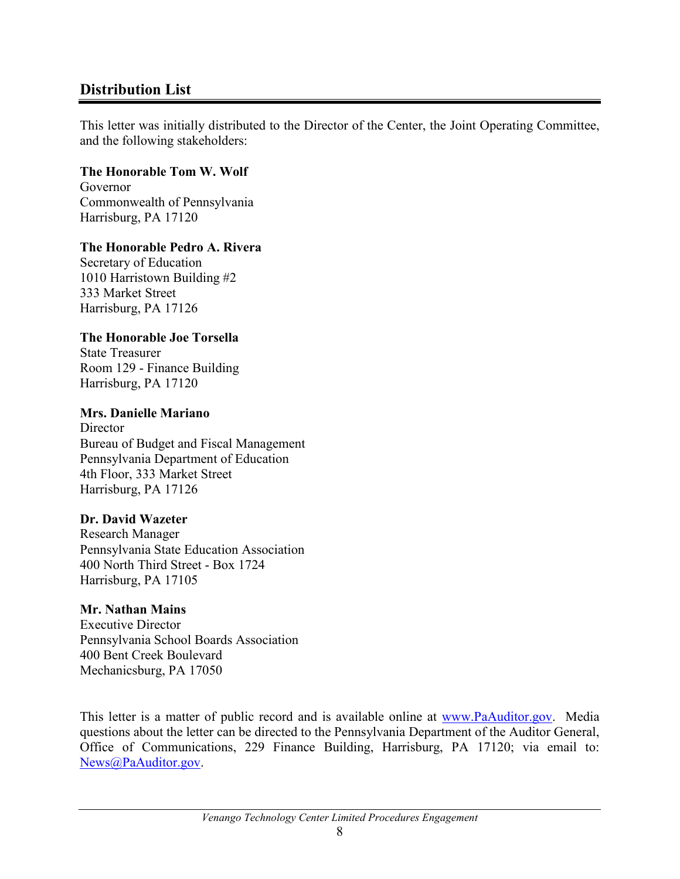## Distribution List

This letter was initially distributed to the Director of the Center, the Joint Operating Committee, and the following stakeholders:

**The Honorable Tom W. Wolf**
Governor
Commonwealth of Pennsylvania
Harrisburg, PA 17120

**The Honorable Pedro A. Rivera**
Secretary of Education
1010 Harristown Building #2
333 Market Street
Harrisburg, PA 17126

**The Honorable Joe Torsella**
State Treasurer
Room 129 - Finance Building
Harrisburg, PA 17120

**Mrs. Danielle Mariano**
Director
Bureau of Budget and Fiscal Management
Pennsylvania Department of Education
4th Floor, 333 Market Street
Harrisburg, PA 17126

**Dr. David Wazeter**
Research Manager
Pennsylvania State Education Association
400 North Third Street - Box 1724
Harrisburg, PA 17105

**Mr. Nathan Mains**
Executive Director
Pennsylvania School Boards Association
400 Bent Creek Boulevard
Mechanicsburg, PA 17050

This letter is a matter of public record and is available online at www.PaAuditor.gov. Media questions about the letter can be directed to the Pennsylvania Department of the Auditor General, Office of Communications, 229 Finance Building, Harrisburg, PA 17120; via email to: News@PaAuditor.gov.